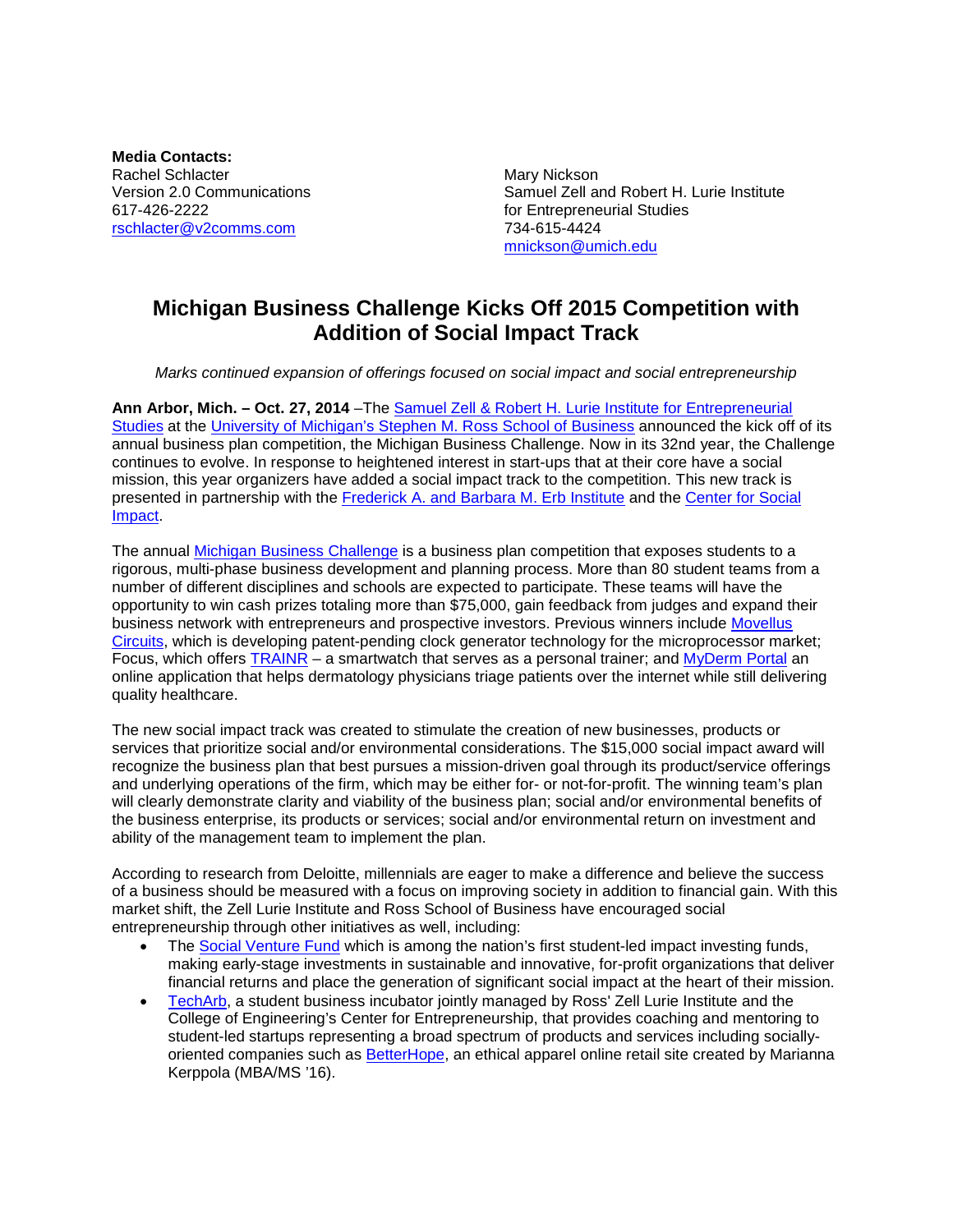**Media Contacts:**

Rachel Schlacter
Version 2.0 Communications
617-426-2222
rschlacter@v2comms.com

Mary Nickson
Samuel Zell and Robert H. Lurie Institute for Entrepreneurial Studies
734-615-4424
mnickson@umich.edu

# Michigan Business Challenge Kicks Off 2015 Competition with Addition of Social Impact Track

*Marks continued expansion of offerings focused on social impact and social entrepreneurship*

**Ann Arbor, Mich. – Oct. 27, 2014** –The Samuel Zell & Robert H. Lurie Institute for Entrepreneurial Studies at the University of Michigan's Stephen M. Ross School of Business announced the kick off of its annual business plan competition, the Michigan Business Challenge. Now in its 32nd year, the Challenge continues to evolve. In response to heightened interest in start-ups that at their core have a social mission, this year organizers have added a social impact track to the competition. This new track is presented in partnership with the Frederick A. and Barbara M. Erb Institute and the Center for Social Impact.

The annual Michigan Business Challenge is a business plan competition that exposes students to a rigorous, multi-phase business development and planning process. More than 80 student teams from a number of different disciplines and schools are expected to participate. These teams will have the opportunity to win cash prizes totaling more than $75,000, gain feedback from judges and expand their business network with entrepreneurs and prospective investors. Previous winners include Movellus Circuits, which is developing patent-pending clock generator technology for the microprocessor market; Focus, which offers TRAINR – a smartwatch that serves as a personal trainer; and MyDerm Portal an online application that helps dermatology physicians triage patients over the internet while still delivering quality healthcare.

The new social impact track was created to stimulate the creation of new businesses, products or services that prioritize social and/or environmental considerations. The $15,000 social impact award will recognize the business plan that best pursues a mission-driven goal through its product/service offerings and underlying operations of the firm, which may be either for- or not-for-profit. The winning team's plan will clearly demonstrate clarity and viability of the business plan; social and/or environmental benefits of the business enterprise, its products or services; social and/or environmental return on investment and ability of the management team to implement the plan.

According to research from Deloitte, millennials are eager to make a difference and believe the success of a business should be measured with a focus on improving society in addition to financial gain. With this market shift, the Zell Lurie Institute and Ross School of Business have encouraged social entrepreneurship through other initiatives as well, including:

- The Social Venture Fund which is among the nation's first student-led impact investing funds, making early-stage investments in sustainable and innovative, for-profit organizations that deliver financial returns and place the generation of significant social impact at the heart of their mission.
- TechArb, a student business incubator jointly managed by Ross' Zell Lurie Institute and the College of Engineering's Center for Entrepreneurship, that provides coaching and mentoring to student-led startups representing a broad spectrum of products and services including socially-oriented companies such as BetterHope, an ethical apparel online retail site created by Marianna Kerppola (MBA/MS '16).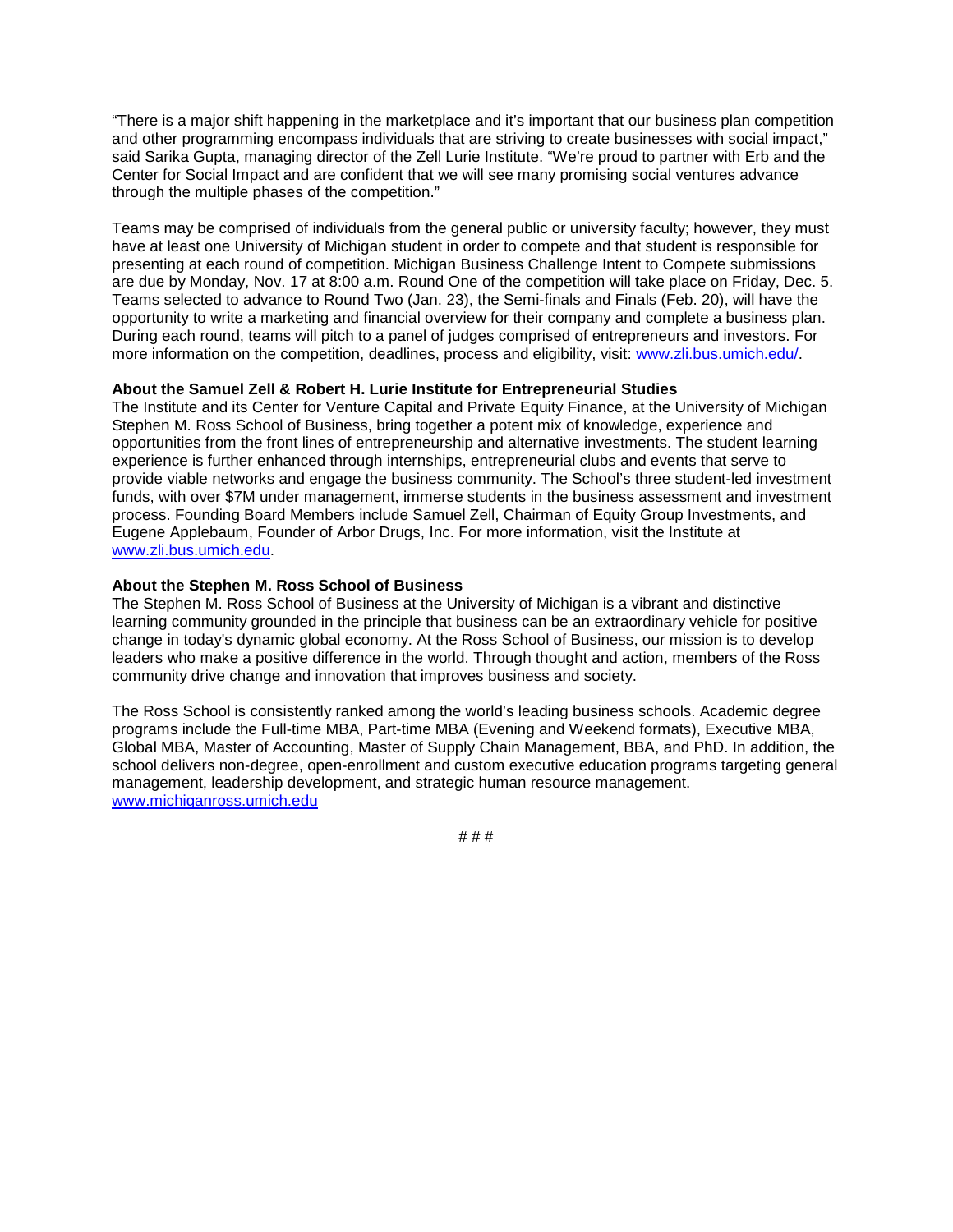“There is a major shift happening in the marketplace and it’s important that our business plan competition and other programming encompass individuals that are striving to create businesses with social impact,” said Sarika Gupta, managing director of the Zell Lurie Institute. “We’re proud to partner with Erb and the Center for Social Impact and are confident that we will see many promising social ventures advance through the multiple phases of the competition.”

Teams may be comprised of individuals from the general public or university faculty; however, they must have at least one University of Michigan student in order to compete and that student is responsible for presenting at each round of competition. Michigan Business Challenge Intent to Compete submissions are due by Monday, Nov. 17 at 8:00 a.m. Round One of the competition will take place on Friday, Dec. 5. Teams selected to advance to Round Two (Jan. 23), the Semi-finals and Finals (Feb. 20), will have the opportunity to write a marketing and financial overview for their company and complete a business plan. During each round, teams will pitch to a panel of judges comprised of entrepreneurs and investors. For more information on the competition, deadlines, process and eligibility, visit: www.zli.bus.umich.edu/.

**About the Samuel Zell & Robert H. Lurie Institute for Entrepreneurial Studies**
The Institute and its Center for Venture Capital and Private Equity Finance, at the University of Michigan Stephen M. Ross School of Business, bring together a potent mix of knowledge, experience and opportunities from the front lines of entrepreneurship and alternative investments. The student learning experience is further enhanced through internships, entrepreneurial clubs and events that serve to provide viable networks and engage the business community. The School’s three student-led investment funds, with over $7M under management, immerse students in the business assessment and investment process. Founding Board Members include Samuel Zell, Chairman of Equity Group Investments, and Eugene Applebaum, Founder of Arbor Drugs, Inc. For more information, visit the Institute at www.zli.bus.umich.edu.

**About the Stephen M. Ross School of Business**
The Stephen M. Ross School of Business at the University of Michigan is a vibrant and distinctive learning community grounded in the principle that business can be an extraordinary vehicle for positive change in today's dynamic global economy. At the Ross School of Business, our mission is to develop leaders who make a positive difference in the world. Through thought and action, members of the Ross community drive change and innovation that improves business and society.

The Ross School is consistently ranked among the world’s leading business schools. Academic degree programs include the Full-time MBA, Part-time MBA (Evening and Weekend formats), Executive MBA, Global MBA, Master of Accounting, Master of Supply Chain Management, BBA, and PhD. In addition, the school delivers non-degree, open-enrollment and custom executive education programs targeting general management, leadership development, and strategic human resource management.
www.michiganross.umich.edu

# # #